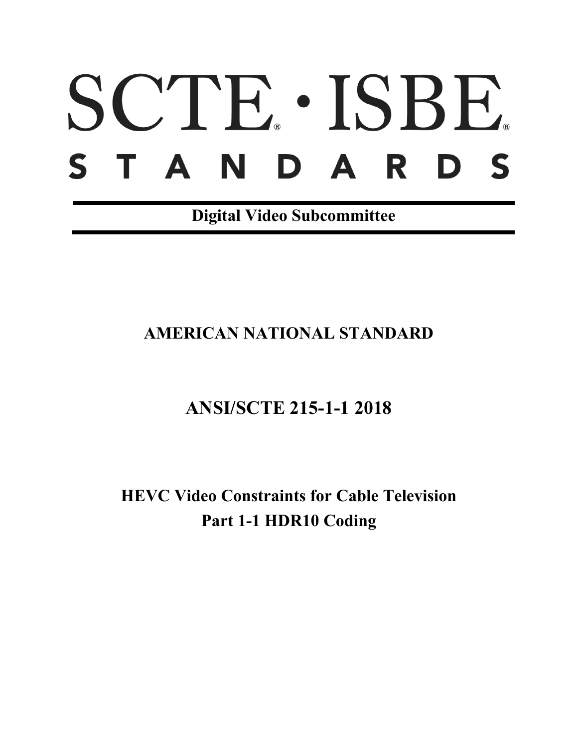# SCTE® · ISBE®
# STANDARDS

**Digital Video Subcommittee**

**AMERICAN NATIONAL STANDARD**

## ANSI/SCTE 215-1-1 2018

## HEVC Video Constraints for Cable Television
## Part 1-1 HDR10 Coding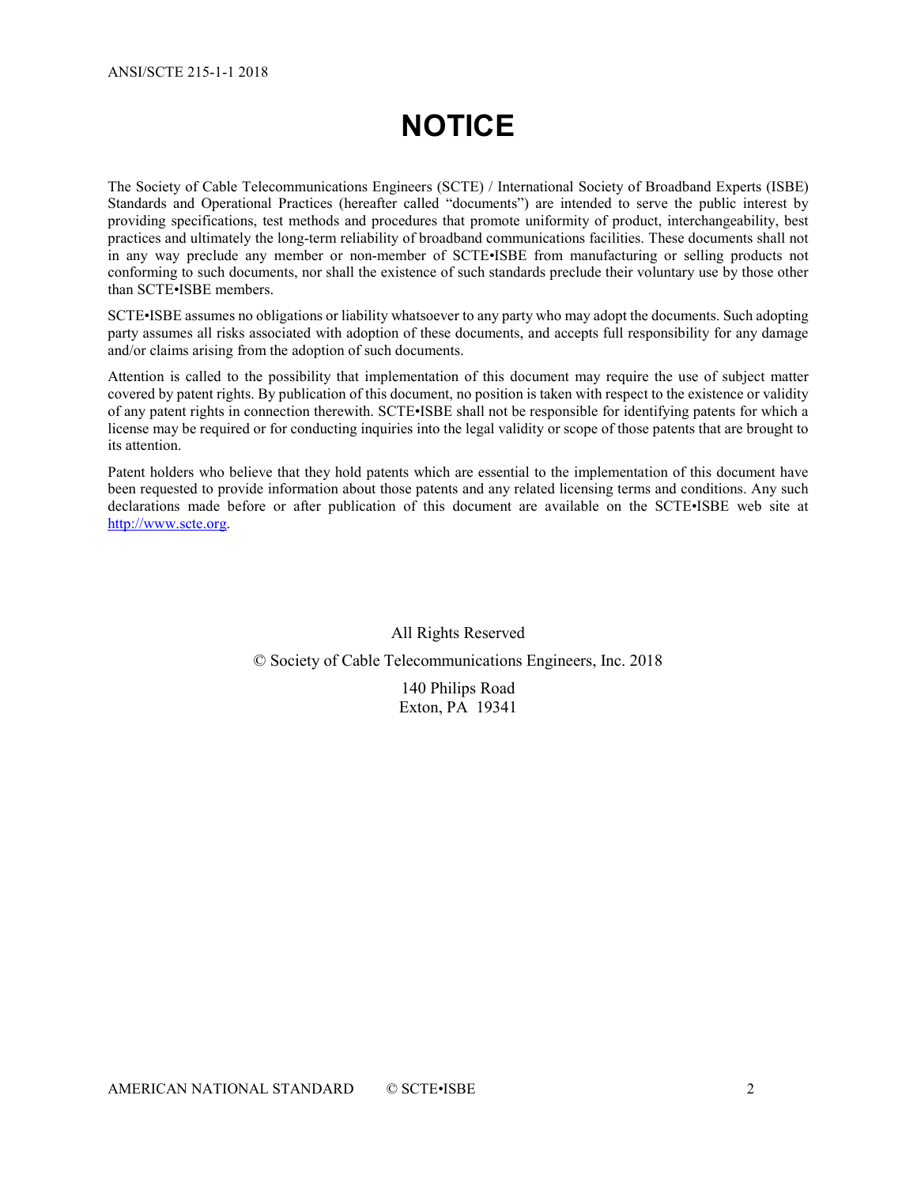# NOTICE

The Society of Cable Telecommunications Engineers (SCTE) / International Society of Broadband Experts (ISBE) Standards and Operational Practices (hereafter called "documents") are intended to serve the public interest by providing specifications, test methods and procedures that promote uniformity of product, interchangeability, best practices and ultimately the long-term reliability of broadband communications facilities. These documents shall not in any way preclude any member or non-member of SCTE•ISBE from manufacturing or selling products not conforming to such documents, nor shall the existence of such standards preclude their voluntary use by those other than SCTE•ISBE members.

SCTE•ISBE assumes no obligations or liability whatsoever to any party who may adopt the documents. Such adopting party assumes all risks associated with adoption of these documents, and accepts full responsibility for any damage and/or claims arising from the adoption of such documents.

Attention is called to the possibility that implementation of this document may require the use of subject matter covered by patent rights. By publication of this document, no position is taken with respect to the existence or validity of any patent rights in connection therewith. SCTE•ISBE shall not be responsible for identifying patents for which a license may be required or for conducting inquiries into the legal validity or scope of those patents that are brought to its attention.

Patent holders who believe that they hold patents which are essential to the implementation of this document have been requested to provide information about those patents and any related licensing terms and conditions. Any such declarations made before or after publication of this document are available on the SCTE•ISBE web site at http://www.scte.org.

All Rights Reserved

© Society of Cable Telecommunications Engineers, Inc. 2018

140 Philips Road
Exton, PA 19341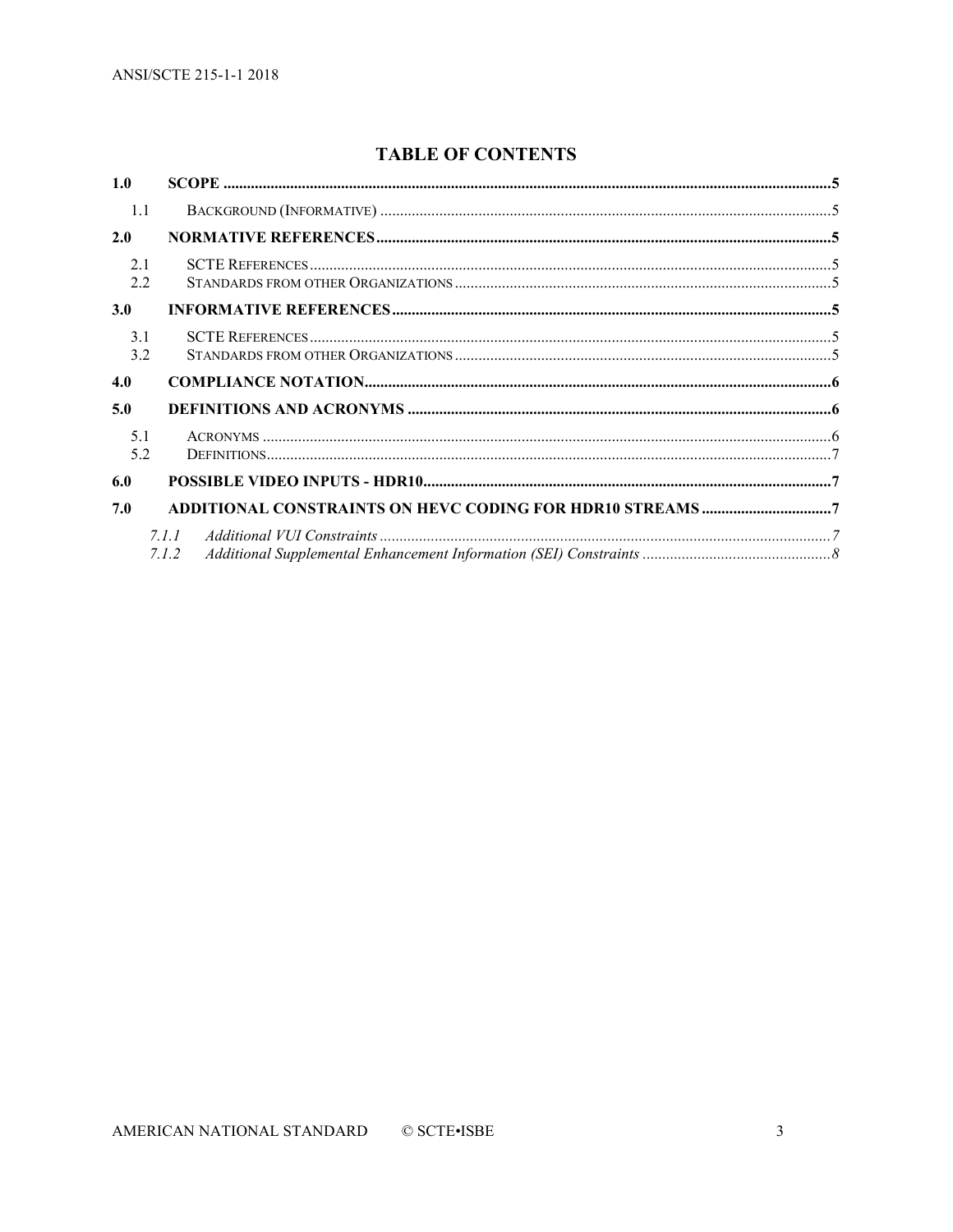# TABLE OF CONTENTS

**1.0 SCOPE** .......... **5**

- 1.1 Background (Informative) .......... 5

**2.0 NORMATIVE REFERENCES** .......... **5**

- 2.1 SCTE References .......... 5
- 2.2 Standards from other Organizations .......... 5

**3.0 INFORMATIVE REFERENCES** .......... **5**

- 3.1 SCTE References .......... 5
- 3.2 Standards from other Organizations .......... 5

**4.0 COMPLIANCE NOTATION** .......... **6**

**5.0 DEFINITIONS AND ACRONYMS** .......... **6**

- 5.1 Acronyms .......... 6
- 5.2 Definitions .......... 7

**6.0 POSSIBLE VIDEO INPUTS - HDR10** .......... **7**

**7.0 ADDITIONAL CONSTRAINTS ON HEVC CODING FOR HDR10 STREAMS** .......... **7**

- *7.1.1 Additional VUI Constraints* .......... *7*
- *7.1.2 Additional Supplemental Enhancement Information (SEI) Constraints* .......... *8*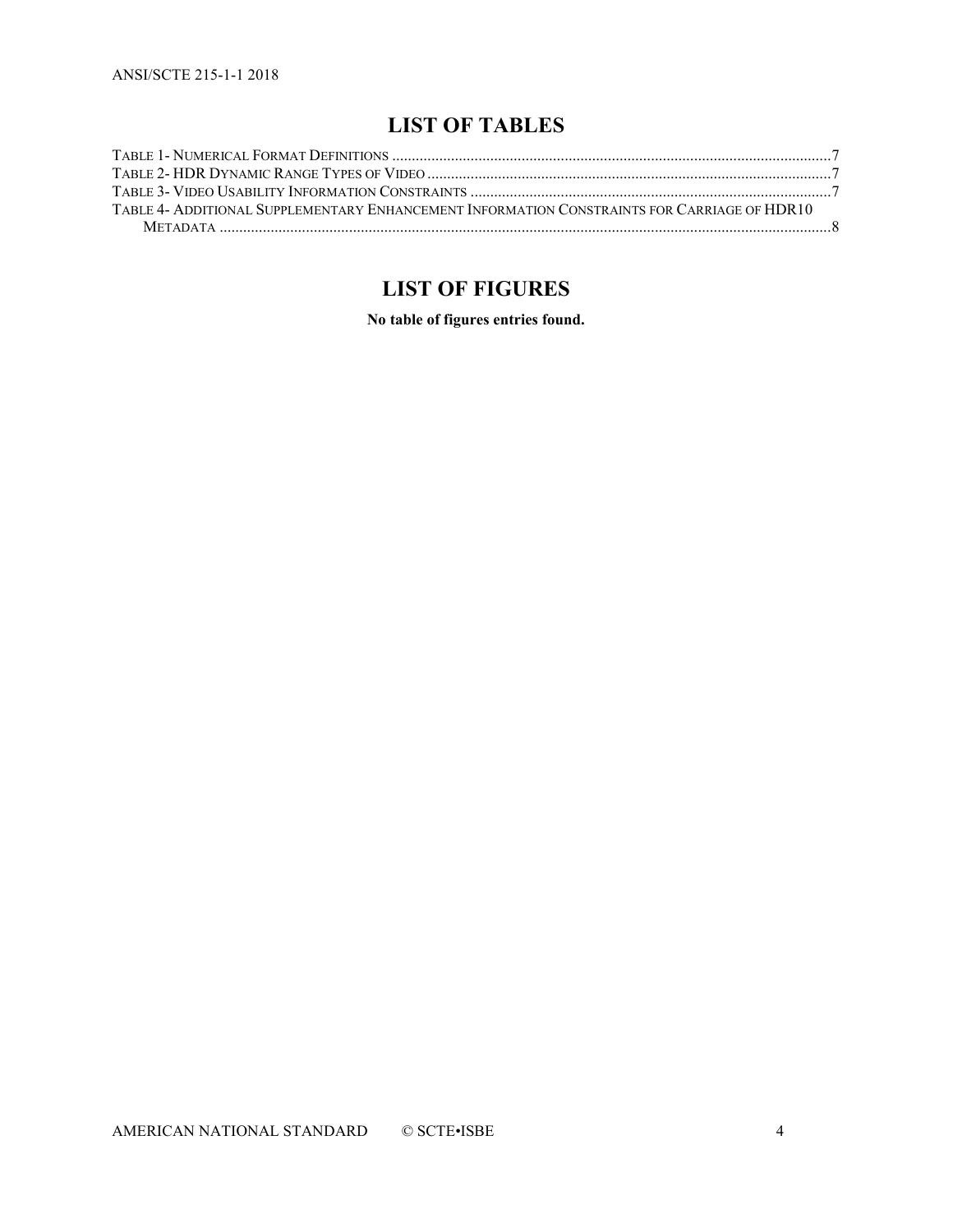## LIST OF TABLES

TABLE 1- NUMERICAL FORMAT DEFINITIONS ....................................................................................................................7
TABLE 2- HDR DYNAMIC RANGE TYPES OF VIDEO ........................................................................................................7
TABLE 3- VIDEO USABILITY INFORMATION CONSTRAINTS ..............................................................................................7
TABLE 4- ADDITIONAL SUPPLEMENTARY ENHANCEMENT INFORMATION CONSTRAINTS FOR CARRIAGE OF HDR10 METADATA ...........................................................................................................................................................8

## LIST OF FIGURES

**No table of figures entries found.**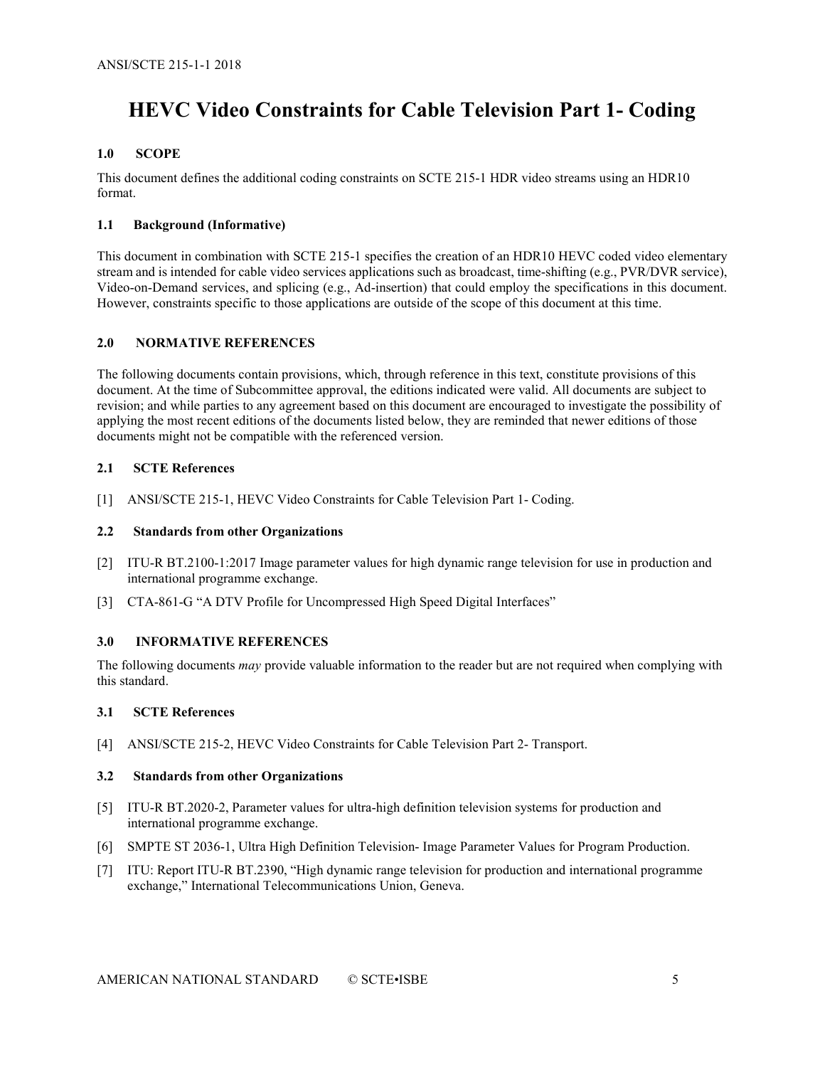# HEVC Video Constraints for Cable Television Part 1- Coding

## 1.0 SCOPE

This document defines the additional coding constraints on SCTE 215-1 HDR video streams using an HDR10 format.

### 1.1 Background (Informative)

This document in combination with SCTE 215-1 specifies the creation of an HDR10 HEVC coded video elementary stream and is intended for cable video services applications such as broadcast, time-shifting (e.g., PVR/DVR service), Video-on-Demand services, and splicing (e.g., Ad-insertion) that could employ the specifications in this document. However, constraints specific to those applications are outside of the scope of this document at this time.

## 2.0 NORMATIVE REFERENCES

The following documents contain provisions, which, through reference in this text, constitute provisions of this document. At the time of Subcommittee approval, the editions indicated were valid. All documents are subject to revision; and while parties to any agreement based on this document are encouraged to investigate the possibility of applying the most recent editions of the documents listed below, they are reminded that newer editions of those documents might not be compatible with the referenced version.

### 2.1 SCTE References

[1] ANSI/SCTE 215-1, HEVC Video Constraints for Cable Television Part 1- Coding.

### 2.2 Standards from other Organizations

[2] ITU-R BT.2100-1:2017 Image parameter values for high dynamic range television for use in production and international programme exchange.

[3] CTA-861-G "A DTV Profile for Uncompressed High Speed Digital Interfaces"

## 3.0 INFORMATIVE REFERENCES

The following documents *may* provide valuable information to the reader but are not required when complying with this standard.

### 3.1 SCTE References

[4] ANSI/SCTE 215-2, HEVC Video Constraints for Cable Television Part 2- Transport.

### 3.2 Standards from other Organizations

[5] ITU-R BT.2020-2, Parameter values for ultra-high definition television systems for production and international programme exchange.

[6] SMPTE ST 2036-1, Ultra High Definition Television- Image Parameter Values for Program Production.

[7] ITU: Report ITU-R BT.2390, "High dynamic range television for production and international programme exchange," International Telecommunications Union, Geneva.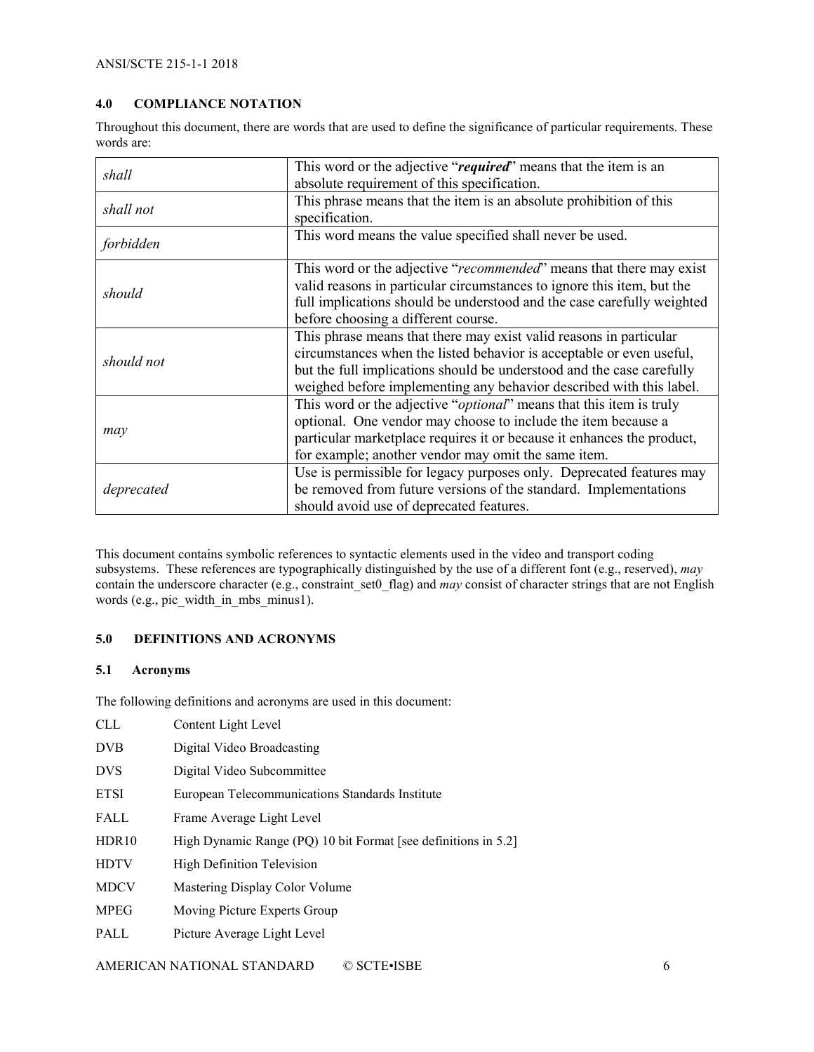## 4.0 COMPLIANCE NOTATION

Throughout this document, there are words that are used to define the significance of particular requirements. These words are:

| | |
|---|---|
| *shall* | This word or the adjective "***required***" means that the item is an absolute requirement of this specification. |
| *shall not* | This phrase means that the item is an absolute prohibition of this specification. |
| *forbidden* | This word means the value specified shall never be used. |
| *should* | This word or the adjective "*recommended*" means that there may exist valid reasons in particular circumstances to ignore this item, but the full implications should be understood and the case carefully weighted before choosing a different course. |
| *should not* | This phrase means that there may exist valid reasons in particular circumstances when the listed behavior is acceptable or even useful, but the full implications should be understood and the case carefully weighed before implementing any behavior described with this label. |
| *may* | This word or the adjective "*optional*" means that this item is truly optional. One vendor may choose to include the item because a particular marketplace requires it or because it enhances the product, for example; another vendor may omit the same item. |
| *deprecated* | Use is permissible for legacy purposes only. Deprecated features may be removed from future versions of the standard. Implementations should avoid use of deprecated features. |

This document contains symbolic references to syntactic elements used in the video and transport coding subsystems. These references are typographically distinguished by the use of a different font (e.g., reserved), *may* contain the underscore character (e.g., constraint_set0_flag) and *may* consist of character strings that are not English words (e.g., pic_width_in_mbs_minus1).

## 5.0 DEFINITIONS AND ACRONYMS

### 5.1 Acronyms

The following definitions and acronyms are used in this document:

| | |
|---|---|
| CLL | Content Light Level |
| DVB | Digital Video Broadcasting |
| DVS | Digital Video Subcommittee |
| ETSI | European Telecommunications Standards Institute |
| FALL | Frame Average Light Level |
| HDR10 | High Dynamic Range (PQ) 10 bit Format [see definitions in 5.2] |
| HDTV | High Definition Television |
| MDCV | Mastering Display Color Volume |
| MPEG | Moving Picture Experts Group |
| PALL | Picture Average Light Level |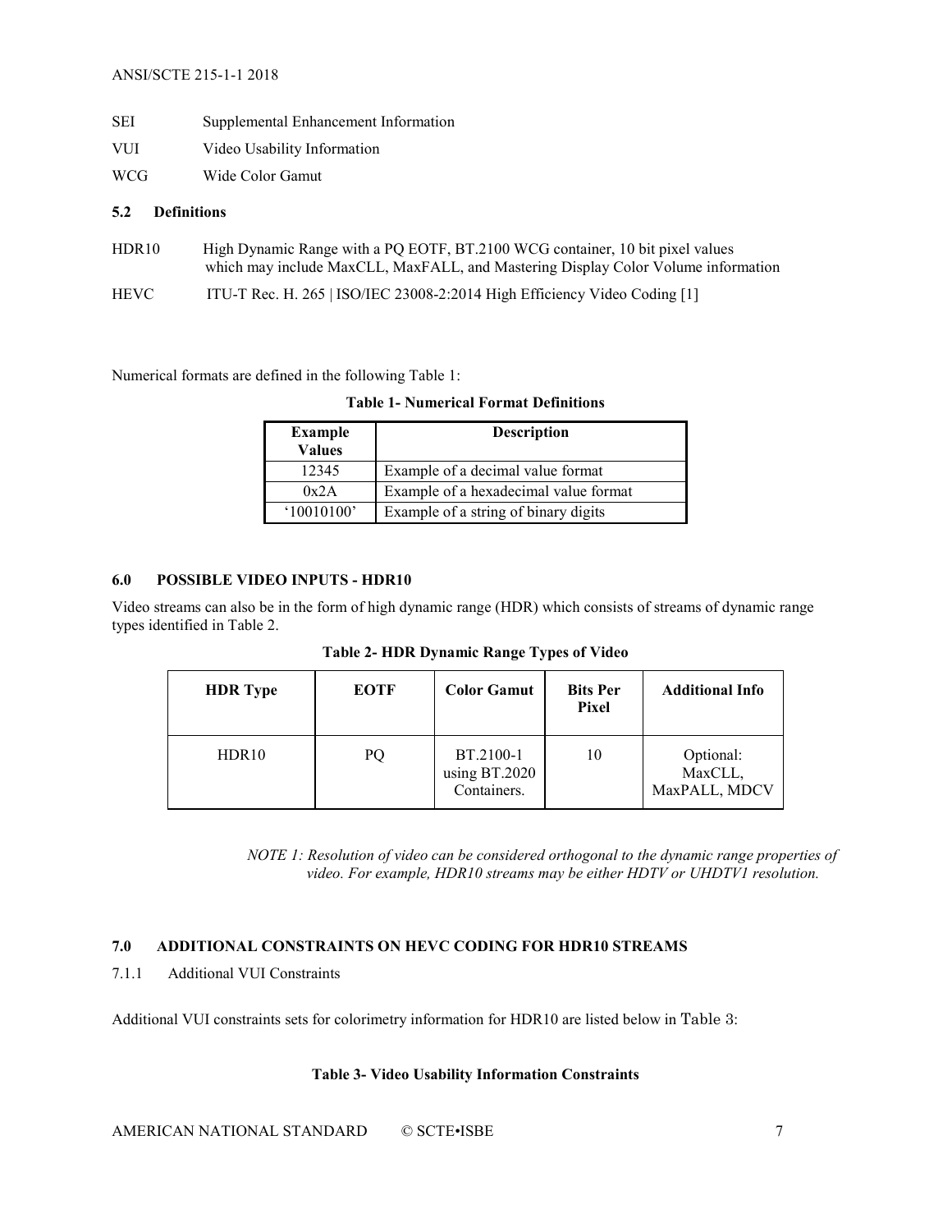| | |
|---|---|
| SEI | Supplemental Enhancement Information |
| VUI | Video Usability Information |
| WCG | Wide Color Gamut |

### 5.2 Definitions

| | |
|---|---|
| HDR10 | High Dynamic Range with a PQ EOTF, BT.2100 WCG container, 10 bit pixel values which may include MaxCLL, MaxFALL, and Mastering Display Color Volume information |
| HEVC | ITU-T Rec. H. 265 \| ISO/IEC 23008-2:2014 High Efficiency Video Coding [1] |

Numerical formats are defined in the following Table 1:

**Table 1- Numerical Format Definitions**

| Example Values | Description |
|---|---|
| 12345 | Example of a decimal value format |
| 0x2A | Example of a hexadecimal value format |
| '10010100' | Example of a string of binary digits |

## 6.0 POSSIBLE VIDEO INPUTS - HDR10

Video streams can also be in the form of high dynamic range (HDR) which consists of streams of dynamic range types identified in Table 2.

**Table 2- HDR Dynamic Range Types of Video**

| HDR Type | EOTF | Color Gamut | Bits Per Pixel | Additional Info |
|---|---|---|---|---|
| HDR10 | PQ | BT.2100-1 using BT.2020 Containers. | 10 | Optional: MaxCLL, MaxPALL, MDCV |

*NOTE 1: Resolution of video can be considered orthogonal to the dynamic range properties of video. For example, HDR10 streams may be either HDTV or UHDTV1 resolution.*

## 7.0 ADDITIONAL CONSTRAINTS ON HEVC CODING FOR HDR10 STREAMS

7.1.1 Additional VUI Constraints

Additional VUI constraints sets for colorimetry information for HDR10 are listed below in Table 3:

**Table 3- Video Usability Information Constraints**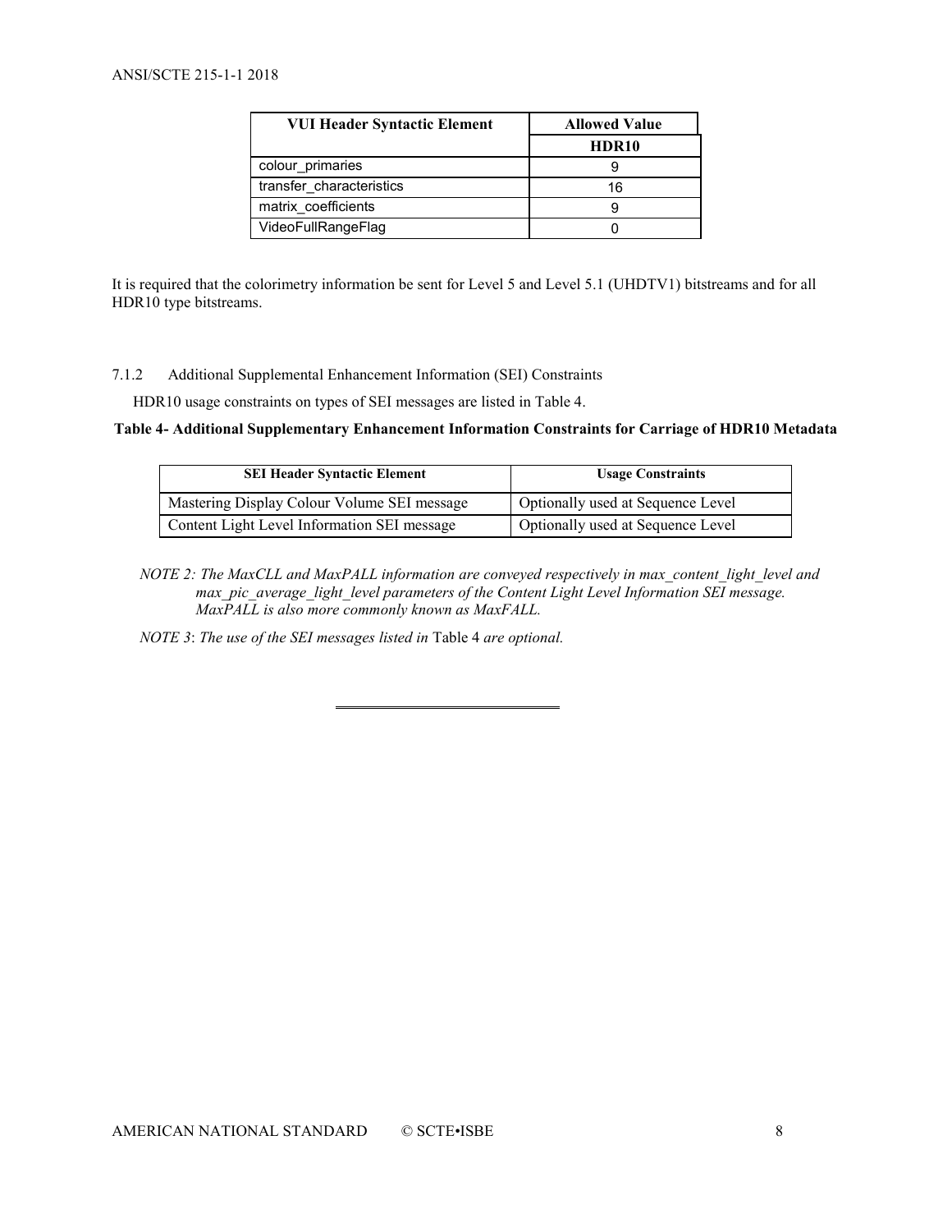| VUI Header Syntactic Element | Allowed Value |
| --- | --- |
| | HDR10 |
| colour_primaries | 9 |
| transfer_characteristics | 16 |
| matrix_coefficients | 9 |
| VideoFullRangeFlag | 0 |

It is required that the colorimetry information be sent for Level 5 and Level 5.1 (UHDTV1) bitstreams and for all HDR10 type bitstreams.

### 7.1.2 Additional Supplemental Enhancement Information (SEI) Constraints

HDR10 usage constraints on types of SEI messages are listed in Table 4.

**Table 4- Additional Supplementary Enhancement Information Constraints for Carriage of HDR10 Metadata**

| SEI Header Syntactic Element | Usage Constraints |
| --- | --- |
| Mastering Display Colour Volume SEI message | Optionally used at Sequence Level |
| Content Light Level Information SEI message | Optionally used at Sequence Level |

*NOTE 2: The MaxCLL and MaxPALL information are conveyed respectively in max_content_light_level and max_pic_average_light_level parameters of the Content Light Level Information SEI message. MaxPALL is also more commonly known as MaxFALL.*

*NOTE 3: The use of the SEI messages listed in* Table 4 *are optional.*